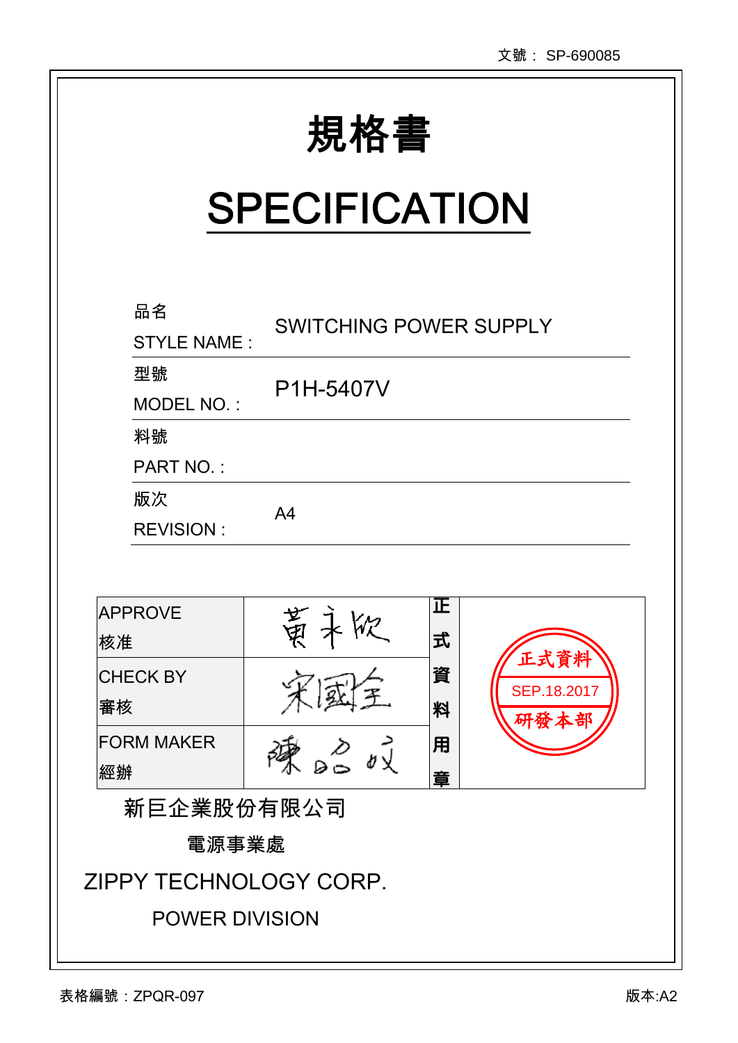文號： SP-690085

# 規格書

# SPECIFICATION

| | |
|---|---|
| 品名<br>STYLE NAME : | SWITCHING POWER SUPPLY |
| 型號<br>MODEL NO. : | P1H-5407V |
| 料號<br>PART NO. : | |
| 版次<br>REVISION : | A4 |

| | | | |
|---|---|---|---|
| APPROVE<br>核准 | 黃永欣 | 正式資料用章 | 正式資料<br>SEP.18.2017<br>研發本部 |
| CHECK BY<br>審核 | 宋國全 | | |
| FORM MAKER<br>經辦 | 陳品成 | | |

新巨企業股份有限公司

電源事業處

ZIPPY TECHNOLOGY CORP.

POWER DIVISION

表格編號：ZPQR-097

版本:A2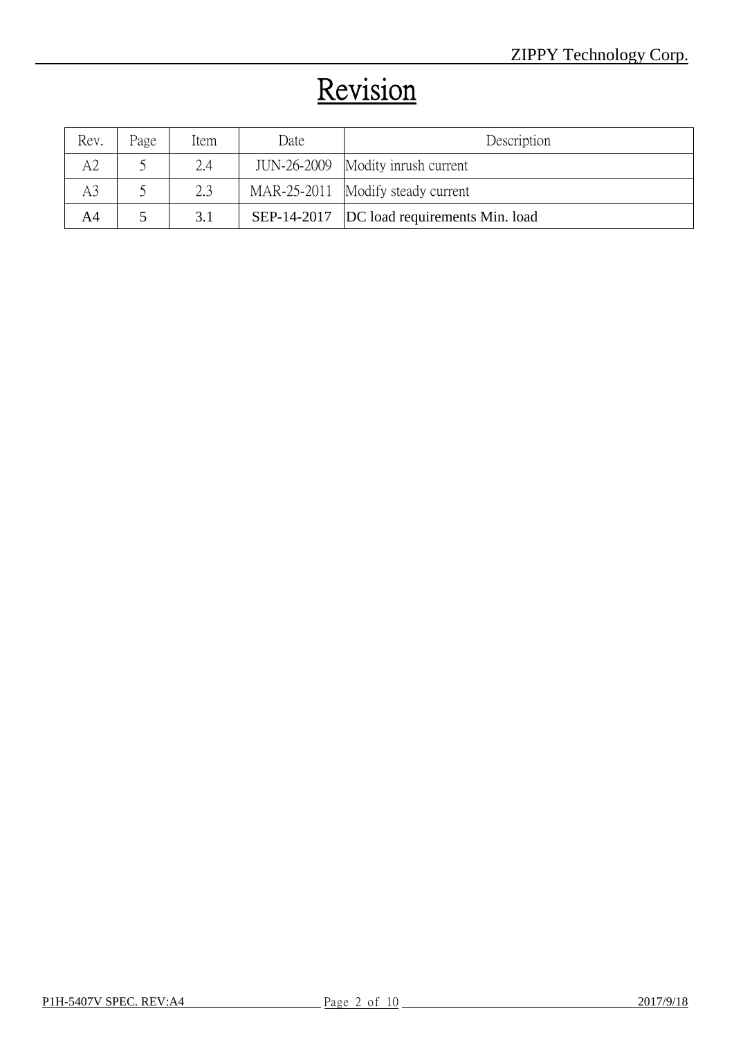# Revision

| Rev. | Page | Item | Date | Description |
| --- | --- | --- | --- | --- |
| A2 | 5 | 2.4 | JUN-26-2009 | Modity inrush current |
| A3 | 5 | 2.3 | MAR-25-2011 | Modify steady current |
| A4 | 5 | 3.1 | SEP-14-2017 | DC load requirements Min. load |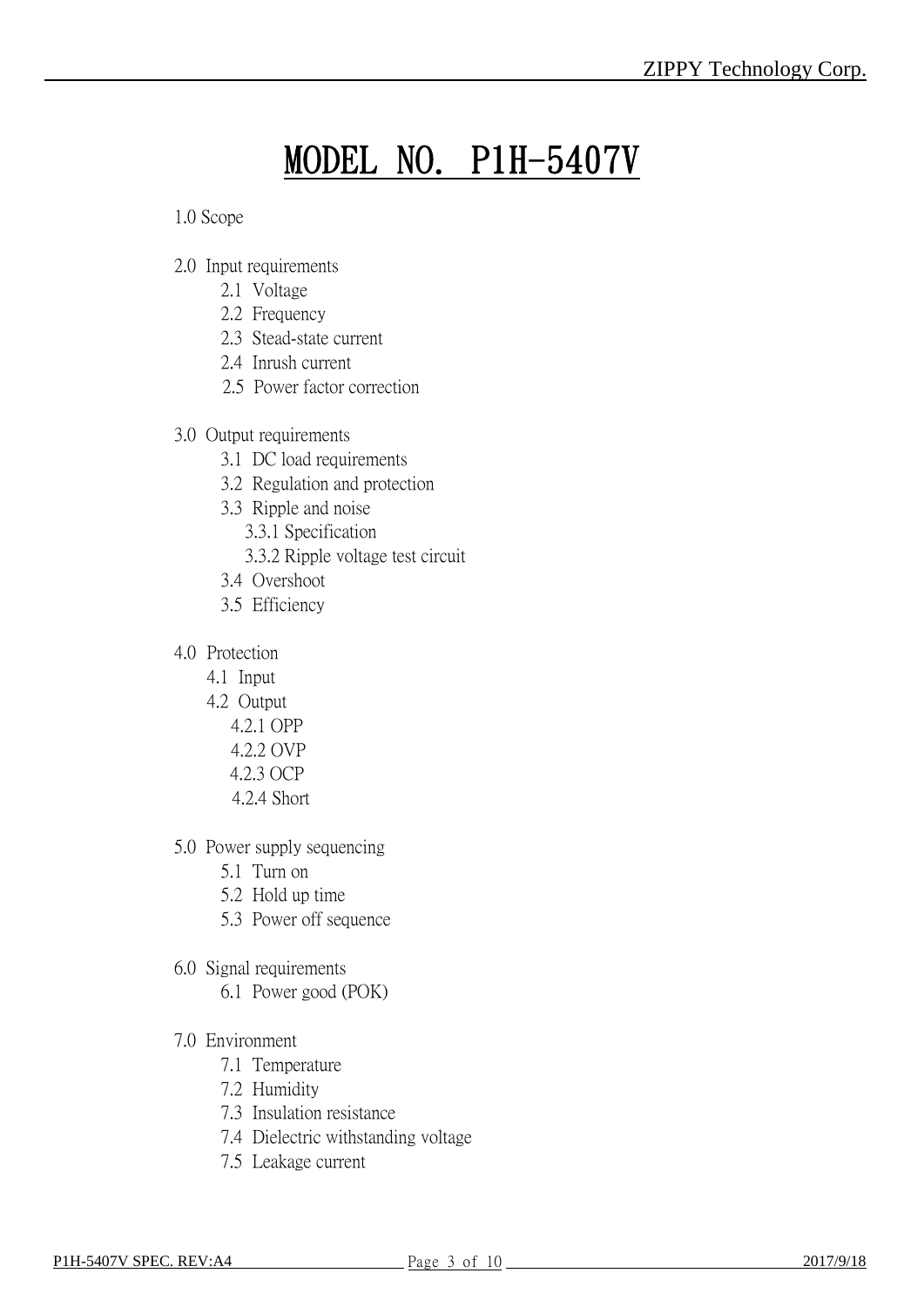# MODEL NO. P1H-5407V

1.0 Scope

2.0 Input requirements
- 2.1 Voltage
- 2.2 Frequency
- 2.3 Stead-state current
- 2.4 Inrush current
- 2.5 Power factor correction

3.0 Output requirements
- 3.1 DC load requirements
- 3.2 Regulation and protection
- 3.3 Ripple and noise
  - 3.3.1 Specification
  - 3.3.2 Ripple voltage test circuit
- 3.4 Overshoot
- 3.5 Efficiency

4.0 Protection
- 4.1 Input
- 4.2 Output
  - 4.2.1 OPP
  - 4.2.2 OVP
  - 4.2.3 OCP
  - 4.2.4 Short

5.0 Power supply sequencing
- 5.1 Turn on
- 5.2 Hold up time
- 5.3 Power off sequence

6.0 Signal requirements
- 6.1 Power good (POK)

7.0 Environment
- 7.1 Temperature
- 7.2 Humidity
- 7.3 Insulation resistance
- 7.4 Dielectric withstanding voltage
- 7.5 Leakage current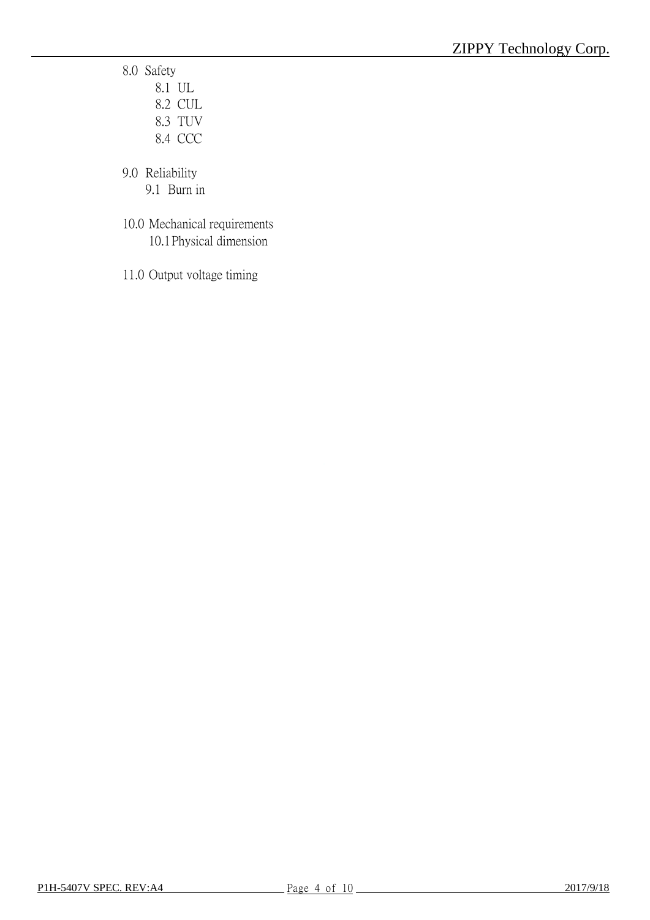8.0 Safety

  8.1 UL
  8.2 CUL
  8.3 TUV
  8.4 CCC

9.0 Reliability

  9.1 Burn in

10.0 Mechanical requirements

  10.1 Physical dimension

11.0 Output voltage timing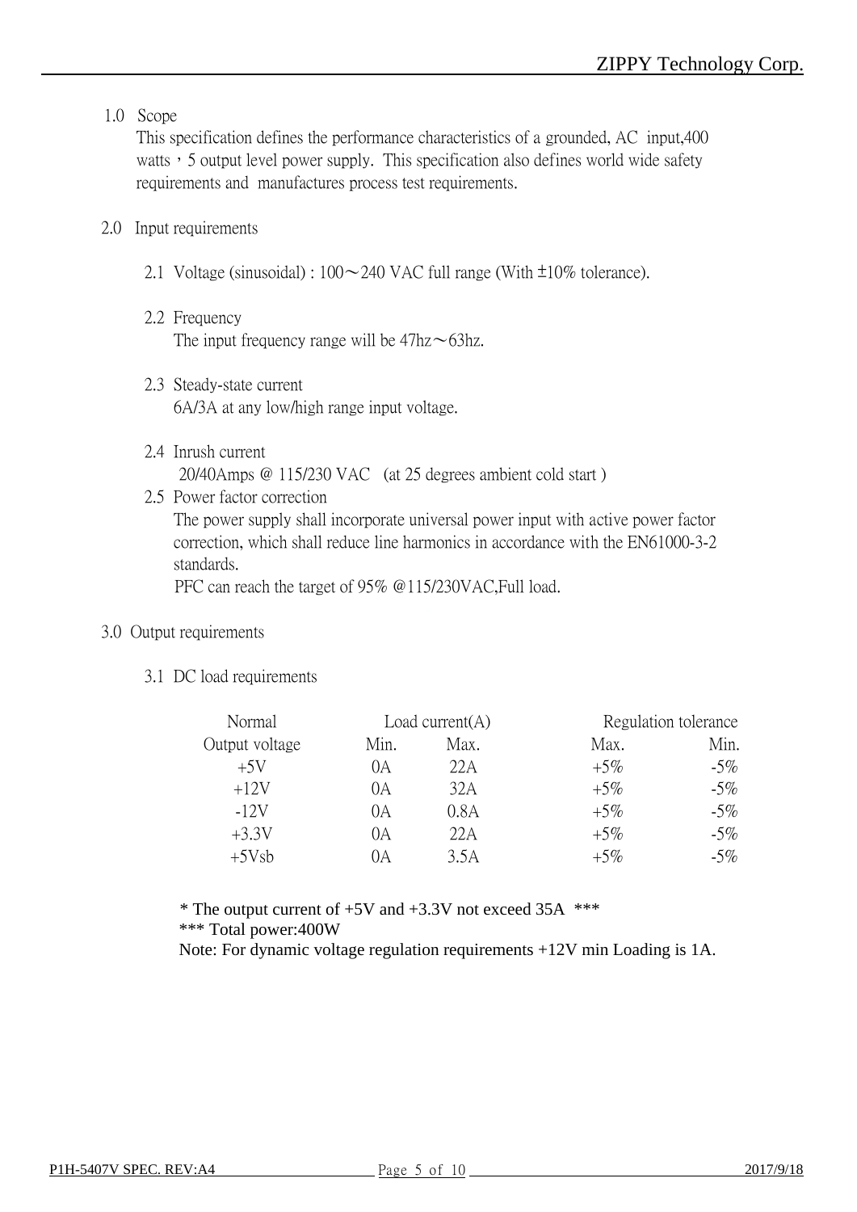## 1.0 Scope

This specification defines the performance characteristics of a grounded, AC input,400 watts，5 output level power supply. This specification also defines world wide safety requirements and manufactures process test requirements.

## 2.0 Input requirements

### 2.1 Voltage (sinusoidal) : 100～240 VAC full range (With ±10% tolerance).

### 2.2 Frequency

The input frequency range will be 47hz～63hz.

### 2.3 Steady-state current

6A/3A at any low/high range input voltage.

### 2.4 Inrush current

20/40Amps @ 115/230 VAC (at 25 degrees ambient cold start )

### 2.5 Power factor correction

The power supply shall incorporate universal power input with active power factor correction, which shall reduce line harmonics in accordance with the EN61000-3-2 standards.

PFC can reach the target of 95% @115/230VAC,Full load.

## 3.0 Output requirements

### 3.1 DC load requirements

| Normal | Load current(A) | | Regulation tolerance | |
|---|---|---|---|---|
| Output voltage | Min. | Max. | Max. | Min. |
| +5V | 0A | 22A | +5% | -5% |
| +12V | 0A | 32A | +5% | -5% |
| -12V | 0A | 0.8A | +5% | -5% |
| +3.3V | 0A | 22A | +5% | -5% |
| +5Vsb | 0A | 3.5A | +5% | -5% |

\* The output current of +5V and +3.3V not exceed 35A ***

*** Total power:400W

Note: For dynamic voltage regulation requirements +12V min Loading is 1A.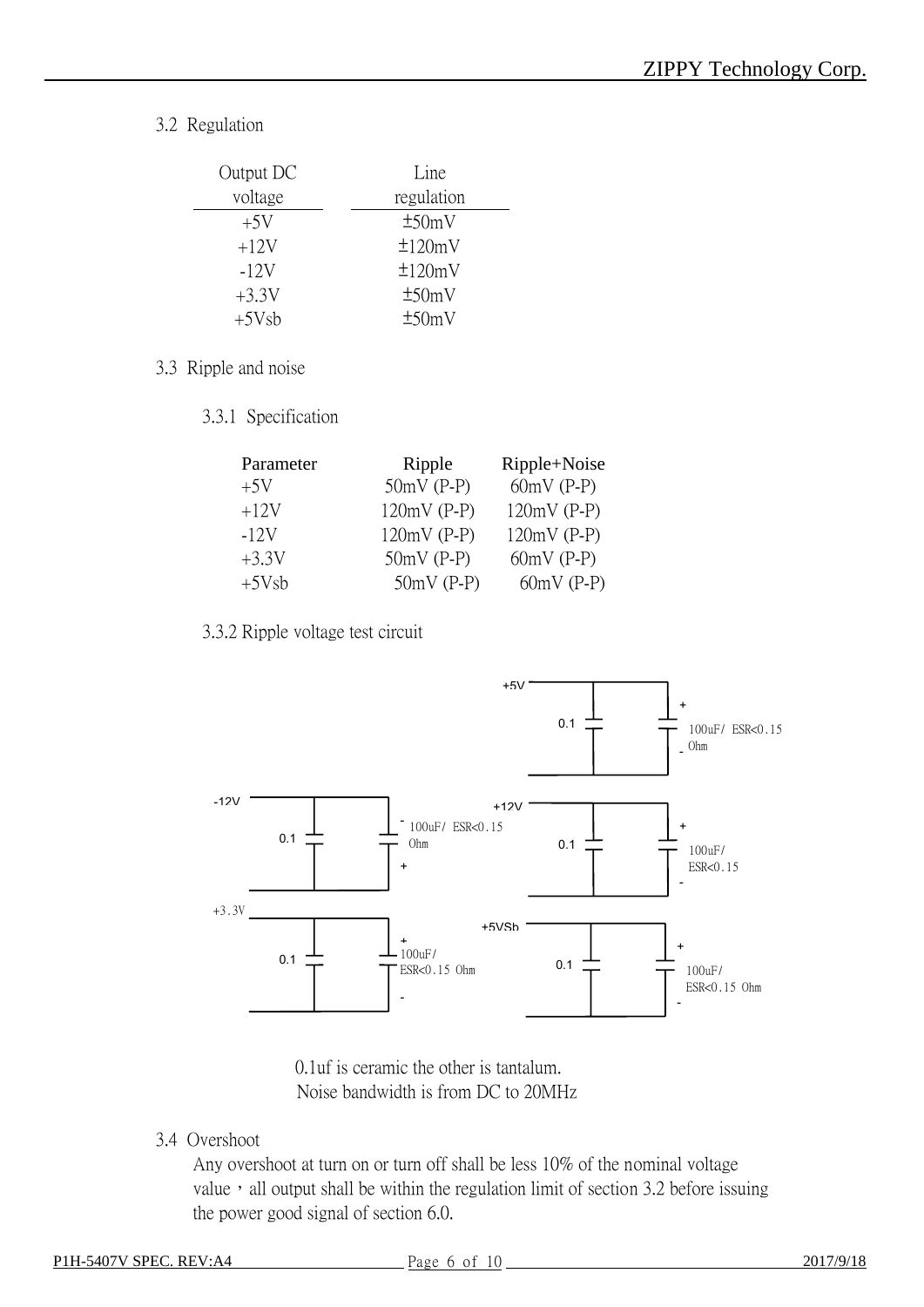## 3.2 Regulation

| Output DC voltage | Line regulation |
|---|---|
| +5V | ±50mV |
| +12V | ±120mV |
| -12V | ±120mV |
| +3.3V | ±50mV |
| +5Vsb | ±50mV |

## 3.3 Ripple and noise

### 3.3.1 Specification

| Parameter | Ripple | Ripple+Noise |
|---|---|---|
| +5V | 50mV (P-P) | 60mV (P-P) |
| +12V | 120mV (P-P) | 120mV (P-P) |
| -12V | 120mV (P-P) | 120mV (P-P) |
| +3.3V | 50mV (P-P) | 60mV (P-P) |
| +5Vsb | 50mV (P-P) | 60mV (P-P) |

### 3.3.2 Ripple voltage test circuit

+5V: 0.1, 100uF/ ESR<0.15 Ohm

-12V: 0.1, 100uF/ ESR<0.15 Ohm

+12V: 0.1, 100uF/ ESR<0.15

+3.3V: 0.1, 100uF/ ESR<0.15 Ohm

+5VSb: 0.1, 100uF/ ESR<0.15 Ohm

0.1uf is ceramic the other is tantalum.
Noise bandwidth is from DC to 20MHz

## 3.4 Overshoot

Any overshoot at turn on or turn off shall be less 10% of the nominal voltage value，all output shall be within the regulation limit of section 3.2 before issuing the power good signal of section 6.0.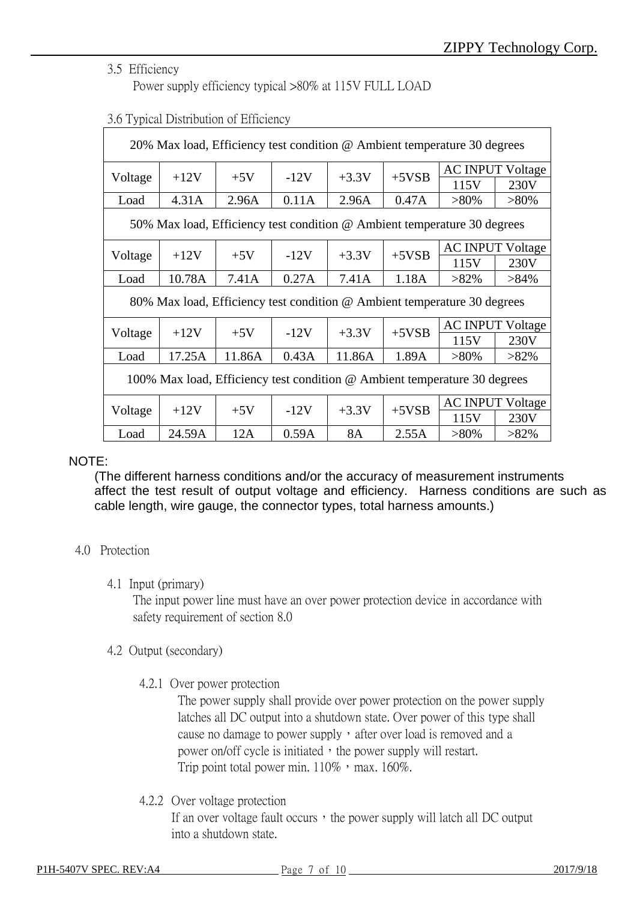3.5 Efficiency

Power supply efficiency typical >80% at 115V FULL LOAD

3.6 Typical Distribution of Efficiency

| 20% Max load, Efficiency test condition @ Ambient temperature 30 degrees | | | | | | | |
|---|---|---|---|---|---|---|---|
| Voltage | +12V | +5V | -12V | +3.3V | +5VSB | AC INPUT Voltage | |
| | | | | | | 115V | 230V |
| Load | 4.31A | 2.96A | 0.11A | 2.96A | 0.47A | >80% | >80% |
| 50% Max load, Efficiency test condition @ Ambient temperature 30 degrees | | | | | | | |
| Voltage | +12V | +5V | -12V | +3.3V | +5VSB | AC INPUT Voltage | |
| | | | | | | 115V | 230V |
| Load | 10.78A | 7.41A | 0.27A | 7.41A | 1.18A | >82% | >84% |
| 80% Max load, Efficiency test condition @ Ambient temperature 30 degrees | | | | | | | |
| Voltage | +12V | +5V | -12V | +3.3V | +5VSB | AC INPUT Voltage | |
| | | | | | | 115V | 230V |
| Load | 17.25A | 11.86A | 0.43A | 11.86A | 1.89A | >80% | >82% |
| 100% Max load, Efficiency test condition @ Ambient temperature 30 degrees | | | | | | | |
| Voltage | +12V | +5V | -12V | +3.3V | +5VSB | AC INPUT Voltage | |
| | | | | | | 115V | 230V |
| Load | 24.59A | 12A | 0.59A | 8A | 2.55A | >80% | >82% |

NOTE:

(The different harness conditions and/or the accuracy of measurement instruments affect the test result of output voltage and efficiency. Harness conditions are such as cable length, wire gauge, the connector types, total harness amounts.)

## 4.0 Protection

### 4.1 Input (primary)

The input power line must have an over power protection device in accordance with safety requirement of section 8.0

### 4.2 Output (secondary)

#### 4.2.1 Over power protection

The power supply shall provide over power protection on the power supply latches all DC output into a shutdown state. Over power of this type shall cause no damage to power supply，after over load is removed and a power on/off cycle is initiated，the power supply will restart.
Trip point total power min. 110%，max. 160%.

#### 4.2.2 Over voltage protection

If an over voltage fault occurs，the power supply will latch all DC output into a shutdown state.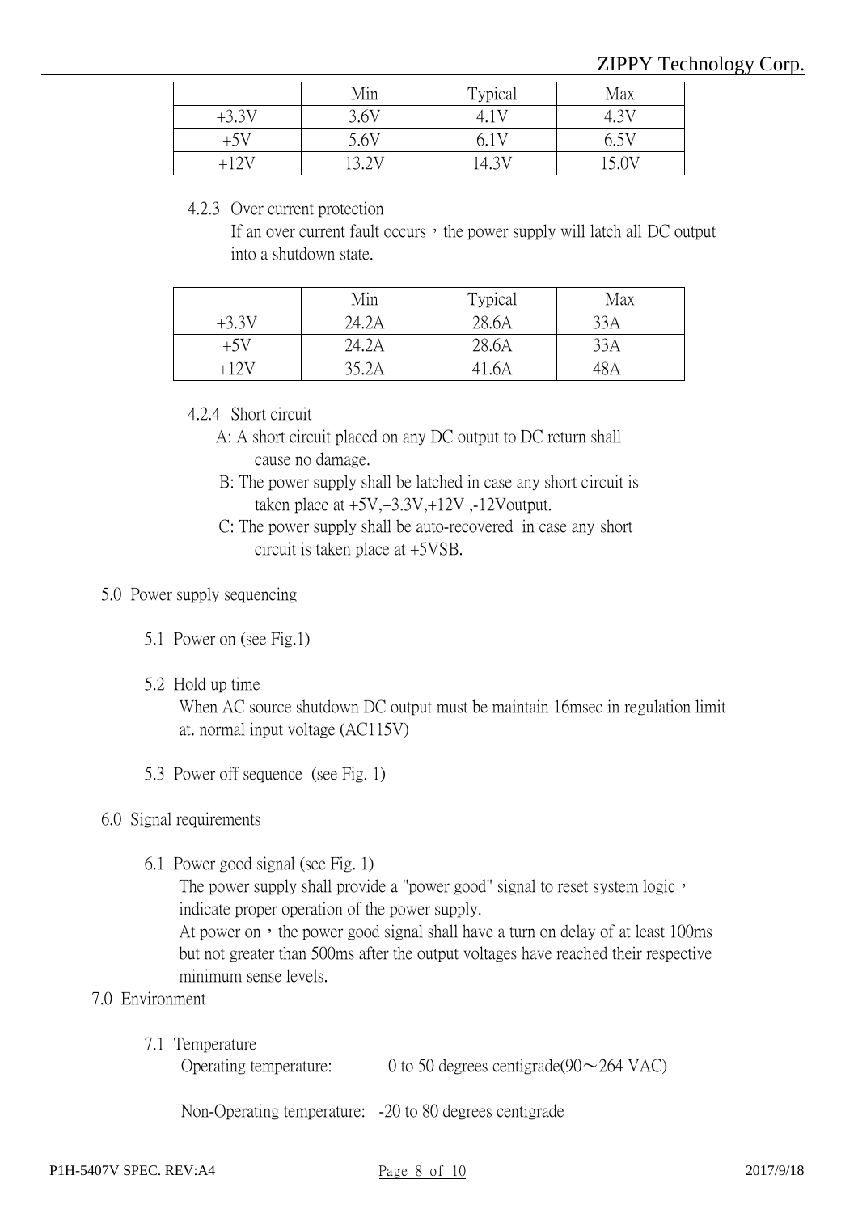| | Min | Typical | Max |
|---|---|---|---|
| +3.3V | 3.6V | 4.1V | 4.3V |
| +5V | 5.6V | 6.1V | 6.5V |
| +12V | 13.2V | 14.3V | 15.0V |

4.2.3 Over current protection

If an over current fault occurs，the power supply will latch all DC output into a shutdown state.

| | Min | Typical | Max |
|---|---|---|---|
| +3.3V | 24.2A | 28.6A | 33A |
| +5V | 24.2A | 28.6A | 33A |
| +12V | 35.2A | 41.6A | 48A |

4.2.4 Short circuit

A: A short circuit placed on any DC output to DC return shall cause no damage.

B: The power supply shall be latched in case any short circuit is taken place at +5V,+3.3V,+12V ,-12Voutput.

C: The power supply shall be auto-recovered in case any short circuit is taken place at +5VSB.

## 5.0 Power supply sequencing

### 5.1 Power on (see Fig.1)

### 5.2 Hold up time

When AC source shutdown DC output must be maintain 16msec in regulation limit at. normal input voltage (AC115V)

### 5.3 Power off sequence (see Fig. 1)

## 6.0 Signal requirements

### 6.1 Power good signal (see Fig. 1)

The power supply shall provide a "power good" signal to reset system logic，indicate proper operation of the power supply.

At power on，the power good signal shall have a turn on delay of at least 100ms but not greater than 500ms after the output voltages have reached their respective minimum sense levels.

## 7.0 Environment

### 7.1 Temperature

Operating temperature: 0 to 50 degrees centigrade(90～264 VAC)

Non-Operating temperature: -20 to 80 degrees centigrade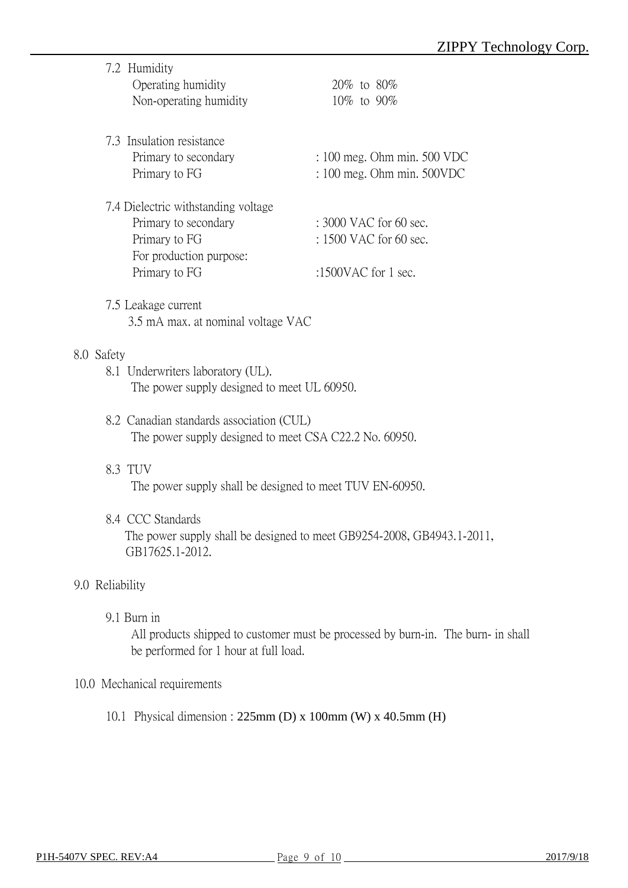7.2 Humidity

| | |
|---|---|
| Operating humidity | 20% to 80% |
| Non-operating humidity | 10% to 90% |

7.3 Insulation resistance

| | |
|---|---|
| Primary to secondary | : 100 meg. Ohm min. 500 VDC |
| Primary to FG | : 100 meg. Ohm min. 500VDC |

7.4 Dielectric withstanding voltage

| | |
|---|---|
| Primary to secondary | : 3000 VAC for 60 sec. |
| Primary to FG | : 1500 VAC for 60 sec. |
| For production purpose: | |
| Primary to FG | :1500VAC for 1 sec. |

7.5 Leakage current

3.5 mA max. at nominal voltage VAC

## 8.0 Safety

8.1 Underwriters laboratory (UL).

The power supply designed to meet UL 60950.

8.2 Canadian standards association (CUL)

The power supply designed to meet CSA C22.2 No. 60950.

8.3 TUV

The power supply shall be designed to meet TUV EN-60950.

8.4 CCC Standards

The power supply shall be designed to meet GB9254-2008, GB4943.1-2011, GB17625.1-2012.

## 9.0 Reliability

9.1 Burn in

All products shipped to customer must be processed by burn-in. The burn- in shall be performed for 1 hour at full load.

## 10.0 Mechanical requirements

10.1 Physical dimension : 225mm (D) x 100mm (W) x 40.5mm (H)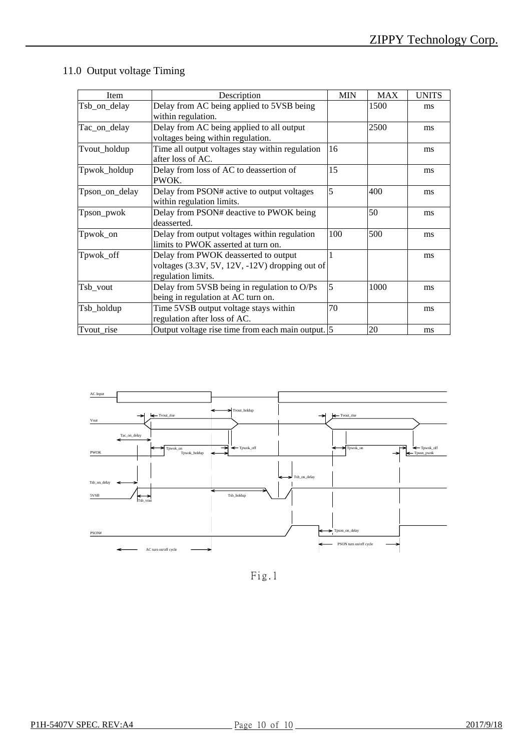## 11.0 Output voltage Timing

| Item | Description | MIN | MAX | UNITS |
|---|---|---|---|---|
| Tsb_on_delay | Delay from AC being applied to 5VSB being within regulation. | | 1500 | ms |
| Tac_on_delay | Delay from AC being applied to all output voltages being within regulation. | | 2500 | ms |
| Tvout_holdup | Time all output voltages stay within regulation after loss of AC. | 16 | | ms |
| Tpwok_holdup | Delay from loss of AC to deassertion of PWOK. | 15 | | ms |
| Tpson_on_delay | Delay from PSON# active to output voltages within regulation limits. | 5 | 400 | ms |
| Tpson_pwok | Delay from PSON# deactive to PWOK being deasserted. | | 50 | ms |
| Tpwok_on | Delay from output voltages within regulation limits to PWOK asserted at turn on. | 100 | 500 | ms |
| Tpwok_off | Delay from PWOK deasserted to output voltages (3.3V, 5V, 12V, -12V) dropping out of regulation limits. | 1 | | ms |
| Tsb_vout | Delay from 5VSB being in regulation to O/Ps being in regulation at AC turn on. | 5 | 1000 | ms |
| Tsb_holdup | Time 5VSB output voltage stays within regulation after loss of AC. | 70 | | ms |
| Tvout_rise | Output voltage rise time from each main output. | 5 | 20 | ms |

AC Input
Vout
Tvout_rise
Tvout_holdup
Tac_on_delay
PWOK
Tpwok_on
Tpwok_holdup
Tpwok_off
Tpson_pwok
Tsb_on_delay
5VSB
Tsb_vout
Tsb_holdup
PSON#
Tpson_on_delay
AC turn on/off cycle
PSON turn on/off cycle

Fig.1